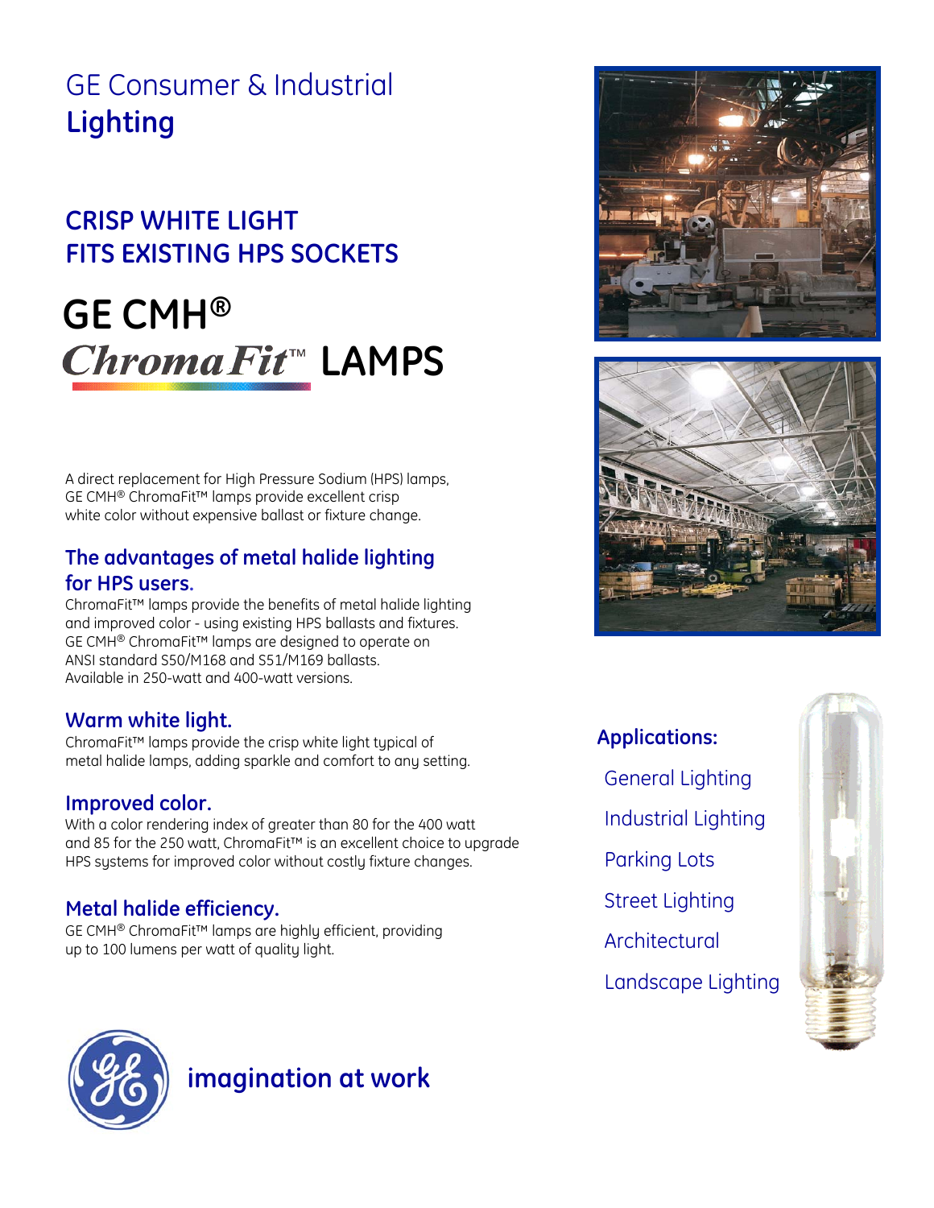# GE Consumer & Industrial **Lighting**

## CRISP WHITE LIGHT FITS EXISTING HPS SOCKETS

# GE CMH® *ChromaFit*™ LAMPS

A direct replacement for High Pressure Sodium (HPS) lamps, GE CMH® ChromaFit™ lamps provide excellent crisp white color without expensive ballast or fixture change.

### The advantages of metal halide lighting for HPS users.

ChromaFit™ lamps provide the benefits of metal halide lighting and improved color - using existing HPS ballasts and fixtures. GE CMH® ChromaFit™ lamps are designed to operate on ANSI standard S50/M168 and S51/M169 ballasts. Available in 250-watt and 400-watt versions.

### Warm white light.

ChromaFit™ lamps provide the crisp white light typical of metal halide lamps, adding sparkle and comfort to any setting.

### Improved color.

With a color rendering index of greater than 80 for the 400 watt and 85 for the 250 watt, ChromaFit™ is an excellent choice to upgrade HPS systems for improved color without costly fixture changes.

### Metal halide efficiency.

GE CMH® ChromaFit™ lamps are highly efficient, providing up to 100 lumens per watt of quality light.

### Applications:

- General Lighting
- Industrial Lighting
- Parking Lots
- Street Lighting
- Architectural
- Landscape Lighting

**imagination at work**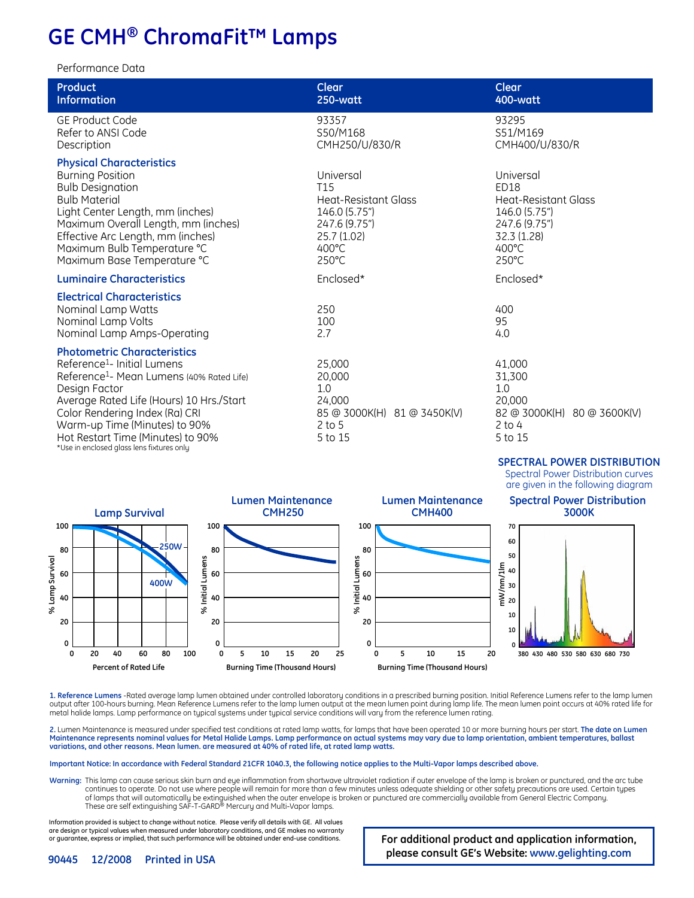# GE CMH® ChromaFit™ Lamps

Performance Data

| Product Information | Clear 250-watt | Clear 400-watt |
|---|---|---|
| GE Product Code | 93357 | 93295 |
| Refer to ANSI Code | S50/M168 | S51/M169 |
| Description | CMH250/U/830/R | CMH400/U/830/R |
| **Physical Characteristics** | | |
| Burning Position | Universal | Universal |
| Bulb Designation | T15 | ED18 |
| Bulb Material | Heat-Resistant Glass | Heat-Resistant Glass |
| Light Center Length, mm (inches) | 146.0 (5.75") | 146.0 (5.75") |
| Maximum Overall Length, mm (inches) | 247.6 (9.75") | 247.6 (9.75") |
| Effective Arc Length, mm (inches) | 25.7 (1.02) | 32.3 (1.28) |
| Maximum Bulb Temperature °C | 400°C | 400°C |
| Maximum Base Temperature °C | 250°C | 250°C |
| **Luminaire Characteristics** | Enclosed* | Enclosed* |
| **Electrical Characteristics** | | |
| Nominal Lamp Watts | 250 | 400 |
| Nominal Lamp Volts | 100 | 95 |
| Nominal Lamp Amps-Operating | 2.7 | 4.0 |
| **Photometric Characteristics** | | |
| Reference[1]- Initial Lumens | 25,000 | 41,000 |
| Reference[1]- Mean Lumens (40% Rated Life) | 20,000 | 31,300 |
| Design Factor | 1.0 | 1.0 |
| Average Rated Life (Hours) 10 Hrs./Start | 24,000 | 20,000 |
| Color Rendering Index (Ra) CRI | 85 @ 3000K(H) 81 @ 3450K(V) | 82 @ 3000K(H) 80 @ 3600K(V) |
| Warm-up Time (Minutes) to 90% | 2 to 5 | 2 to 4 |
| Hot Restart Time (Minutes) to 90% | 5 to 15 | 5 to 15 |

*Use in enclosed glass lens fixtures only

**SPECTRAL POWER DISTRIBUTION**

Spectral Power Distribution curves are given in the following diagram

Lamp Survival

% Lamp Survival

250W

400W

Percent of Rated Life

Lumen Maintenance CMH250

% Initial Lumens

Burning Time (Thousand Hours)

Lumen Maintenance CMH400

% Initial Lumens

Burning Time (Thousand Hours)

Spectral Power Distribution 3000K

mW/nm/1lm

380 430 480 530 580 630 680 730

**1. Reference Lumens** -Rated average lamp lumen obtained under controlled laboratory conditions in a prescribed burning position. Initial Reference Lumens refer to the lamp lumen output after 100-hours burning. Mean Reference Lumens refer to the lamp lumen output at the mean lumen point during lamp life. The mean lumen point occurs at 40% rated life for metal halide lamps. Lamp performance on typical systems under typical service conditions will vary from the reference lumen rating.

**2.** Lumen Maintenance is measured under specified test conditions at rated lamp watts, for lamps that have been operated 10 or more burning hours per start. **The date on Lumen Maintenance represents nominal values for Metal Halide Lamps. Lamp performance on actual systems may vary due to lamp orientation, ambient temperatures, ballast variations, and other reasons. Mean lumen. are measured at 40% of rated life, at rated lamp watts.**

**Important Notice: In accordance with Federal Standard 21CFR 1040.3, the following notice applies to the Multi-Vapor lamps described above.**

**Warning:** This lamp can cause serious skin burn and eye inflammation from shortwave ultraviolet radiation if outer envelope of the lamp is broken or punctured, and the arc tube continues to operate. Do not use where people will remain for more than a few minutes unless adequate shielding or other safety precautions are used. Certain types of lamps that will automatically be extinguished when the outer envelope is broken or punctured are commercially available from General Electric Company. These are self extinguishing SAF-T-GARD® Mercury and Multi-Vapor lamps.

Information provided is subject to change without notice. Please verify all details with GE. All values are design or typical values when measured under laboratory conditions, and GE makes no warranty or guarantee, express or implied, that such performance will be obtained under end-use conditions.

**For additional product and application information, please consult GE's Website: www.gelighting.com**

90445 12/2008 Printed in USA